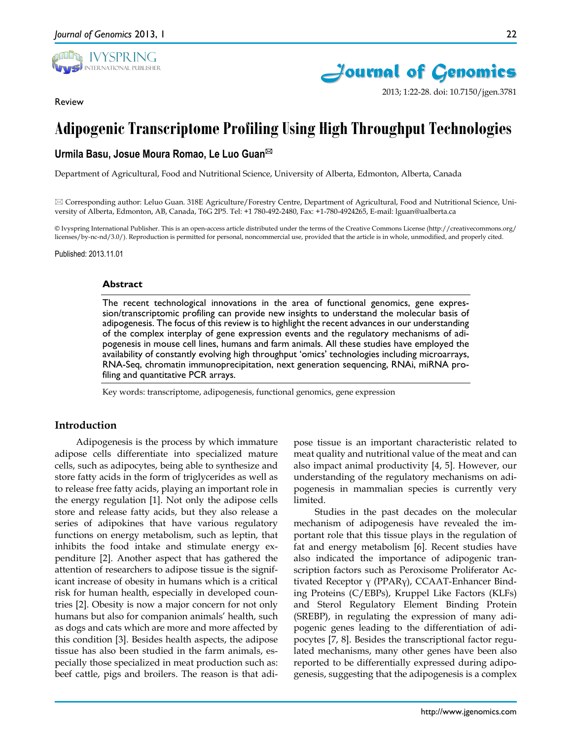Review

# Adipogenic Transcriptome Profiling Using High Throughput Technologies

**Urmila Basu, Josue Moura Romao, Le Luo Guan**✉

Department of Agricultural, Food and Nutritional Science, University of Alberta, Edmonton, Alberta, Canada

✉ Corresponding author: Leluo Guan. 318E Agriculture/Forestry Centre, Department of Agricultural, Food and Nutritional Science, University of Alberta, Edmonton, AB, Canada, T6G 2P5. Tel: +1 780-492-2480, Fax: +1-780-4924265, E-mail: lguan@ualberta.ca

© Ivyspring International Publisher. This is an open-access article distributed under the terms of the Creative Commons License (http://creativecommons.org/licenses/by-nc-nd/3.0/). Reproduction is permitted for personal, noncommercial use, provided that the article is in whole, unmodified, and properly cited.

Published: 2013.11.01

## Abstract

The recent technological innovations in the area of functional genomics, gene expression/transcriptomic profiling can provide new insights to understand the molecular basis of adipogenesis. The focus of this review is to highlight the recent advances in our understanding of the complex interplay of gene expression events and the regulatory mechanisms of adipogenesis in mouse cell lines, humans and farm animals. All these studies have employed the availability of constantly evolving high throughput 'omics' technologies including microarrays, RNA-Seq, chromatin immunoprecipitation, next generation sequencing, RNAi, miRNA profiling and quantitative PCR arrays.

Key words: transcriptome, adipogenesis, functional genomics, gene expression

## Introduction

Adipogenesis is the process by which immature adipose cells differentiate into specialized mature cells, such as adipocytes, being able to synthesize and store fatty acids in the form of triglycerides as well as to release free fatty acids, playing an important role in the energy regulation [1]. Not only the adipose cells store and release fatty acids, but they also release a series of adipokines that have various regulatory functions on energy metabolism, such as leptin, that inhibits the food intake and stimulate energy expenditure [2]. Another aspect that has gathered the attention of researchers to adipose tissue is the significant increase of obesity in humans which is a critical risk for human health, especially in developed countries [2]. Obesity is now a major concern for not only humans but also for companion animals' health, such as dogs and cats which are more and more affected by this condition [3]. Besides health aspects, the adipose tissue has also been studied in the farm animals, especially those specialized in meat production such as: beef cattle, pigs and broilers. The reason is that adipose tissue is an important characteristic related to meat quality and nutritional value of the meat and can also impact animal productivity [4, 5]. However, our understanding of the regulatory mechanisms on adipogenesis in mammalian species is currently very limited.

Studies in the past decades on the molecular mechanism of adipogenesis have revealed the important role that this tissue plays in the regulation of fat and energy metabolism [6]. Recent studies have also indicated the importance of adipogenic transcription factors such as Peroxisome Proliferator Activated Receptor γ (PPARγ), CCAAT-Enhancer Binding Proteins (C/EBPs), Kruppel Like Factors (KLFs) and Sterol Regulatory Element Binding Protein (SREBP), in regulating the expression of many adipogenic genes leading to the differentiation of adipocytes [7, 8]. Besides the transcriptional factor regulated mechanisms, many other genes have been also reported to be differentially expressed during adipogenesis, suggesting that the adipogenesis is a complex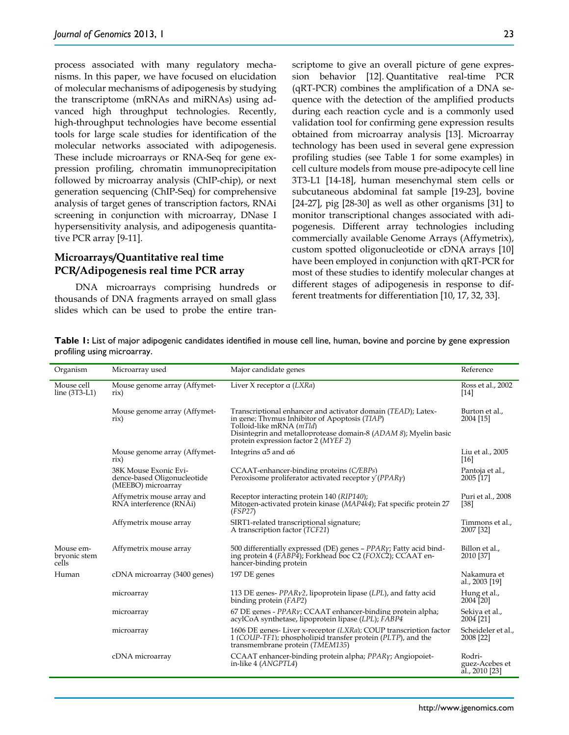process associated with many regulatory mechanisms. In this paper, we have focused on elucidation of molecular mechanisms of adipogenesis by studying the transcriptome (mRNAs and miRNAs) using advanced high throughput technologies. Recently, high-throughput technologies have become essential tools for large scale studies for identification of the molecular networks associated with adipogenesis. These include microarrays or RNA-Seq for gene expression profiling, chromatin immunoprecipitation followed by microarray analysis (ChIP-chip), or next generation sequencing (ChIP-Seq) for comprehensive analysis of target genes of transcription factors, RNAi screening in conjunction with microarray, DNase I hypersensitivity analysis, and adipogenesis quantitative PCR array [9-11].

## Microarrays/Quantitative real time PCR/Adipogenesis real time PCR array

DNA microarrays comprising hundreds or thousands of DNA fragments arrayed on small glass slides which can be used to probe the entire transcriptome to give an overall picture of gene expression behavior [12]. Quantitative real-time PCR (qRT-PCR) combines the amplification of a DNA sequence with the detection of the amplified products during each reaction cycle and is a commonly used validation tool for confirming gene expression results obtained from microarray analysis [13]. Microarray technology has been used in several gene expression profiling studies (see Table 1 for some examples) in cell culture models from mouse pre-adipocyte cell line 3T3-L1 [14-18], human mesenchymal stem cells or subcutaneous abdominal fat sample [19-23], bovine [24-27], pig [28-30] as well as other organisms [31] to monitor transcriptional changes associated with adipogenesis. Different array technologies including commercially available Genome Arrays (Affymetrix), custom spotted oligonucleotide or cDNA arrays [10] have been employed in conjunction with qRT-PCR for most of these studies to identify molecular changes at different stages of adipogenesis in response to different treatments for differentiation [10, 17, 32, 33].

**Table 1:** List of major adipogenic candidates identified in mouse cell line, human, bovine and porcine by gene expression profiling using microarray.

| Organism | Microarray used | Major candidate genes | Reference |
|---|---|---|---|
| Mouse cell line (3T3-L1) | Mouse genome array (Affymetrix) | Liver X receptor α (*LXRa*) | Ross et al., 2002 [14] |
| | Mouse genome array (Affymetrix) | Transcriptional enhancer and activator domain (*TEAD*); Latexin gene; Thymus Inhibitor of Apoptosis (*TIAP*) Tolloid-like mRNA (*mTld*) Disintegrin and metalloprotease domain-8 (*ADAM 8*); Myelin basic protein expression factor 2 (*MYEF 2*) | Burton et al., 2004 [15] |
| | Mouse genome array (Affymetrix) | Integrins α5 and α6 | Liu et al., 2005 [16] |
| | 38K Mouse Exonic Evidence-based Oligonucleotide (MEEBO) microarray | CCAAT-enhancer-binding proteins (*C/EBPs*) Peroxisome proliferator activated receptor γ (*PPARγ*) | Pantoja et al., 2005 [17] |
| | Affymetrix mouse array and RNA interference (RNAi) | Receptor interacting protein 140 (*RIP140*); Mitogen-activated protein kinase (*MAP4k4*); Fat specific protein 27 (*FSP27*) | Puri et al., 2008 [38] |
| | Affymetrix mouse array | SIRT1-related transcriptional signature; A transcription factor (*TCF21*) | Timmons et al., 2007 [32] |
| Mouse embryonic stem cells | Affymetrix mouse array | 500 differentially expressed (DE) genes – *PPARγ*; Fatty acid binding protein 4 (*FABP4*); Forkhead boc C2 (*FOXC2*); CCAAT enhancer-binding protein | Billon et al., 2010 [37] |
| Human | cDNA microarray (3400 genes) | 197 DE genes | Nakamura et al., 2003 [19] |
| | microarray | 113 DE genes- *PPARγ2*, lipoprotein lipase (*LPL*), and fatty acid binding protein (*FAP2*) | Hung et al., 2004 [20] |
| | microarray | 67 DE genes - *PPARγ*; CCAAT enhancer-binding protein alpha; acylCoA synthetase, lipoprotein lipase (*LPL*); *FABP4* | Sekiya et al., 2004 [21] |
| | microarray | 1606 DE genes- Liver x-receptor (*LXRa*); COUP transcription factor 1 (*COUP-TF1*); phospholipid transfer protein (*PLTP*), and the transmembrane protein (*TMEM135*) | Scheideler et al., 2008 [22] |
| | cDNA microarray | CCAAT enhancer-binding protein alpha; *PPARγ*; Angiopoietin-like 4 (*ANGPTL4*) | Rodriguez-Acebes et al., 2010 [23] |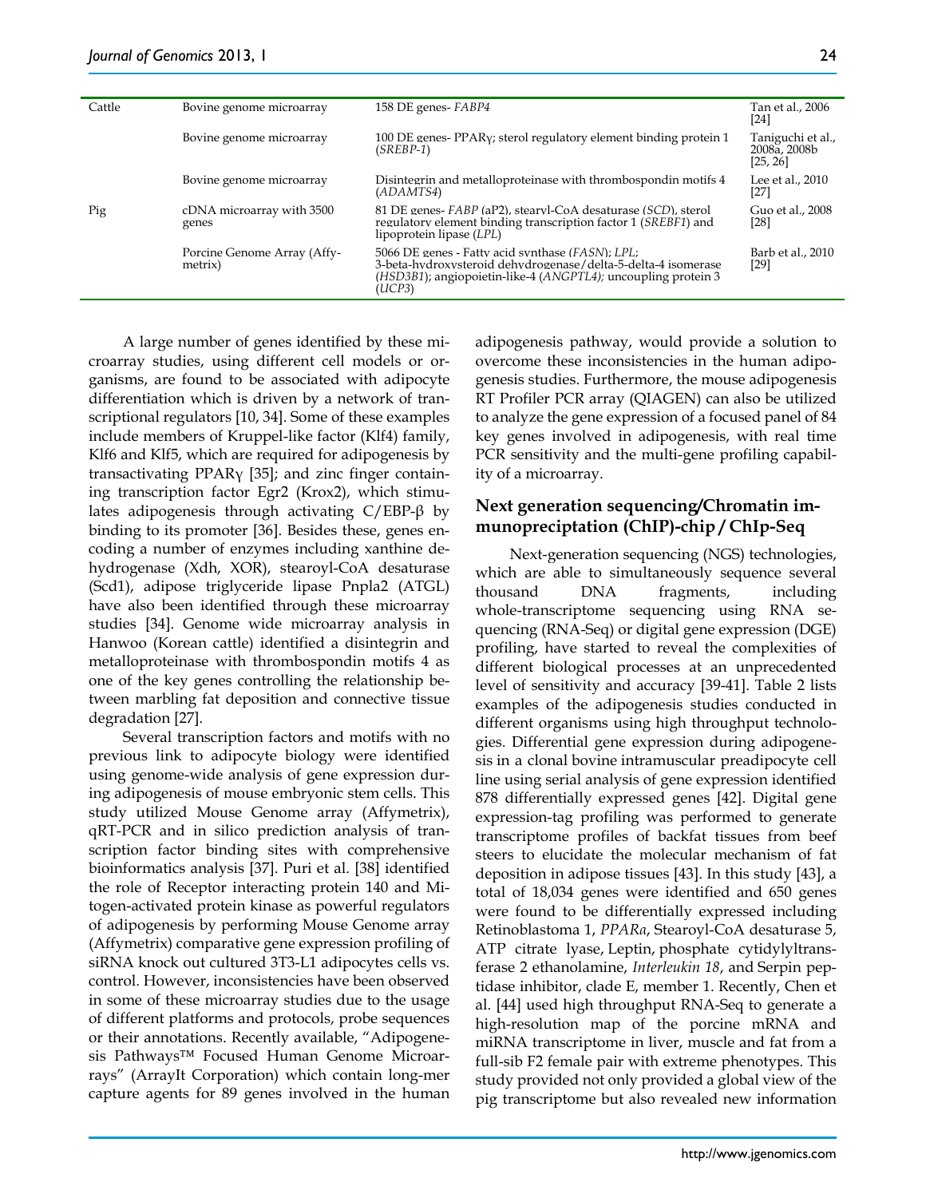| | | | |
|---|---|---|---|
| Cattle | Bovine genome microarray | 158 DE genes- *FABP4* | Tan et al., 2006 [24] |
| | Bovine genome microarray | 100 DE genes- PPARγ; sterol regulatory element binding protein 1 (*SREBP-1*) | Taniguchi et al., 2008a, 2008b [25, 26] |
| | Bovine genome microarray | Disintegrin and metalloproteinase with thrombospondin motifs 4 (*ADAMTS4*) | Lee et al., 2010 [27] |
| Pig | cDNA microarray with 3500 genes | 81 DE genes- *FABP* (aP2), stearyl-CoA desaturase (*SCD*), sterol regulatory element binding transcription factor 1 (*SREBF1*) and lipoprotein lipase (*LPL*) | Guo et al., 2008 [28] |
| | Porcine Genome Array (Affymetrix) | 5066 DE genes - Fatty acid synthase (*FASN*); *LPL*; 3-beta-hydroxysteroid dehydrogenase/delta-5-delta-4 isomerase (*HSD3B1*); angiopoietin-like-4 (*ANGPTL4*); uncoupling protein 3 (*UCP3*) | Barb et al., 2010 [29] |

A large number of genes identified by these microarray studies, using different cell models or organisms, are found to be associated with adipocyte differentiation which is driven by a network of transcriptional regulators [10, 34]. Some of these examples include members of Kruppel-like factor (Klf4) family, Klf6 and Klf5, which are required for adipogenesis by transactivating PPARγ [35]; and zinc finger containing transcription factor Egr2 (Krox2), which stimulates adipogenesis through activating C/EBP-β by binding to its promoter [36]. Besides these, genes encoding a number of enzymes including xanthine dehydrogenase (Xdh, XOR), stearoyl-CoA desaturase (Scd1), adipose triglyceride lipase Pnpla2 (ATGL) have also been identified through these microarray studies [34]. Genome wide microarray analysis in Hanwoo (Korean cattle) identified a disintegrin and metalloproteinase with thrombospondin motifs 4 as one of the key genes controlling the relationship between marbling fat deposition and connective tissue degradation [27].

Several transcription factors and motifs with no previous link to adipocyte biology were identified using genome-wide analysis of gene expression during adipogenesis of mouse embryonic stem cells. This study utilized Mouse Genome array (Affymetrix), qRT-PCR and in silico prediction analysis of transcription factor binding sites with comprehensive bioinformatics analysis [37]. Puri et al. [38] identified the role of Receptor interacting protein 140 and Mitogen-activated protein kinase as powerful regulators of adipogenesis by performing Mouse Genome array (Affymetrix) comparative gene expression profiling of siRNA knock out cultured 3T3-L1 adipocytes cells vs. control. However, inconsistencies have been observed in some of these microarray studies due to the usage of different platforms and protocols, probe sequences or their annotations. Recently available, "Adipogenesis Pathways™ Focused Human Genome Microarrays" (ArrayIt Corporation) which contain long-mer capture agents for 89 genes involved in the human adipogenesis pathway, would provide a solution to overcome these inconsistencies in the human adipogenesis studies. Furthermore, the mouse adipogenesis RT Profiler PCR array (QIAGEN) can also be utilized to analyze the gene expression of a focused panel of 84 key genes involved in adipogenesis, with real time PCR sensitivity and the multi-gene profiling capability of a microarray.

## Next generation sequencing/Chromatin immunopreciptation (ChIP)-chip / ChIp-Seq

Next-generation sequencing (NGS) technologies, which are able to simultaneously sequence several thousand DNA fragments, including whole-transcriptome sequencing using RNA sequencing (RNA-Seq) or digital gene expression (DGE) profiling, have started to reveal the complexities of different biological processes at an unprecedented level of sensitivity and accuracy [39-41]. Table 2 lists examples of the adipogenesis studies conducted in different organisms using high throughput technologies. Differential gene expression during adipogenesis in a clonal bovine intramuscular preadipocyte cell line using serial analysis of gene expression identified 878 differentially expressed genes [42]. Digital gene expression-tag profiling was performed to generate transcriptome profiles of backfat tissues from beef steers to elucidate the molecular mechanism of fat deposition in adipose tissues [43]. In this study [43], a total of 18,034 genes were identified and 650 genes were found to be differentially expressed including Retinoblastoma 1, *PPARa*, Stearoyl-CoA desaturase 5, ATP citrate lyase, Leptin, phosphate cytidylyltransferase 2 ethanolamine, *Interleukin 18*, and Serpin peptidase inhibitor, clade E, member 1. Recently, Chen et al. [44] used high throughput RNA-Seq to generate a high-resolution map of the porcine mRNA and miRNA transcriptome in liver, muscle and fat from a full-sib F2 female pair with extreme phenotypes. This study provided not only provided a global view of the pig transcriptome but also revealed new information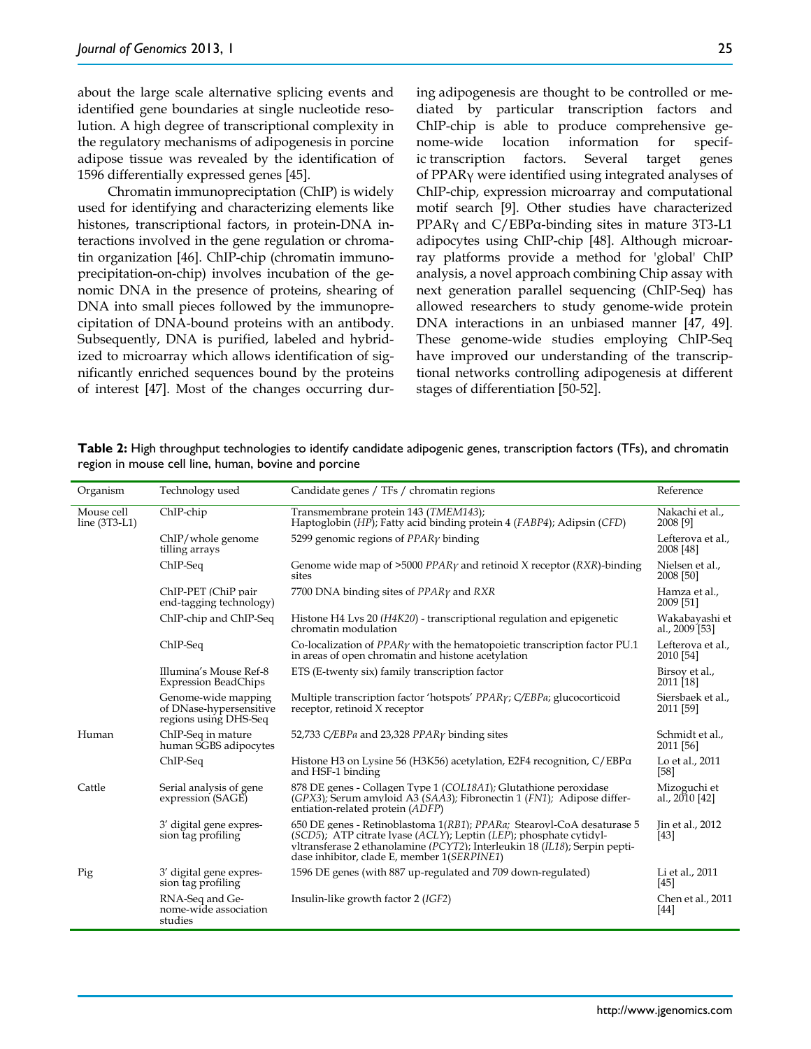about the large scale alternative splicing events and identified gene boundaries at single nucleotide resolution. A high degree of transcriptional complexity in the regulatory mechanisms of adipogenesis in porcine adipose tissue was revealed by the identification of 1596 differentially expressed genes [45].

Chromatin immunopreciptation (ChIP) is widely used for identifying and characterizing elements like histones, transcriptional factors, in protein-DNA interactions involved in the gene regulation or chromatin organization [46]. ChIP-chip (chromatin immunoprecipitation-on-chip) involves incubation of the genomic DNA in the presence of proteins, shearing of DNA into small pieces followed by the immunoprecipitation of DNA-bound proteins with an antibody. Subsequently, DNA is purified, labeled and hybridized to microarray which allows identification of significantly enriched sequences bound by the proteins of interest [47]. Most of the changes occurring during adipogenesis are thought to be controlled or mediated by particular transcription factors and ChIP-chip is able to produce comprehensive genome-wide location information for specific transcription factors. Several target genes of PPARγ were identified using integrated analyses of ChIP-chip, expression microarray and computational motif search [9]. Other studies have characterized PPARγ and C/EBPα-binding sites in mature 3T3-L1 adipocytes using ChIP-chip [48]. Although microarray platforms provide a method for 'global' ChIP analysis, a novel approach combining Chip assay with next generation parallel sequencing (ChIP-Seq) has allowed researchers to study genome-wide protein DNA interactions in an unbiased manner [47, 49]. These genome-wide studies employing ChIP-Seq have improved our understanding of the transcriptional networks controlling adipogenesis at different stages of differentiation [50-52].

**Table 2:** High throughput technologies to identify candidate adipogenic genes, transcription factors (TFs), and chromatin region in mouse cell line, human, bovine and porcine

| Organism | Technology used | Candidate genes / TFs / chromatin regions | Reference |
|---|---|---|---|
| Mouse cell line (3T3-L1) | ChIP-chip | Transmembrane protein 143 (*TMEM143*); Haptoglobin (*HP*); Fatty acid binding protein 4 (*FABP4*); Adipsin (*CFD*) | Nakachi et al., 2008 [9] |
| | ChIP/whole genome tilling arrays | 5299 genomic regions of *PPARγ* binding | Lefterova et al., 2008 [48] |
| | ChIP-Seq | Genome wide map of >5000 *PPARγ* and retinoid X receptor (*RXR*)-binding sites | Nielsen et al., 2008 [50] |
| | ChIP-PET (ChiP pair end-tagging technology) | 7700 DNA binding sites of *PPARγ* and *RXR* | Hamza et al., 2009 [51] |
| | ChIP-chip and ChIP-Seq | Histone H4 Lys 20 (*H4K20*) - transcriptional regulation and epigenetic chromatin modulation | Wakabayashi et al., 2009 [53] |
| | ChIP-Seq | Co-localization of *PPARγ* with the hematopoietic transcription factor PU.1 in areas of open chromatin and histone acetylation | Lefterova et al., 2010 [54] |
| | Illumina's Mouse Ref-8 Expression BeadChips | ETS (E-twenty six) family transcription factor | Birsoy et al., 2011 [18] |
| | Genome-wide mapping of DNase-hypersensitive regions using DHS-Seq | Multiple transcription factor 'hotspots' *PPARγ*; *C/EBPα*; glucocorticoid receptor, retinoid X receptor | Siersbaek et al., 2011 [59] |
| Human | ChIP-Seq in mature human SGBS adipocytes | 52,733 *C/EBPα* and 23,328 *PPARγ* binding sites | Schmidt et al., 2011 [56] |
| | ChIP-Seq | Histone H3 on Lysine 56 (H3K56) acetylation, E2F4 recognition, C/EBPα and HSF-1 binding | Lo et al., 2011 [58] |
| Cattle | Serial analysis of gene expression (SAGE) | 878 DE genes - Collagen Type 1 (*COL18A1*); Glutathione peroxidase (*GPX3*); Serum amyloid A3 (*SAA3*); Fibronectin 1 (*FN1*); Adipose differentiation-related protein (*ADFP*) | Mizoguchi et al., 2010 [42] |
| | 3' digital gene expression tag profiling | 650 DE genes - Retinoblastoma 1(*RB1*); *PPARα*; Stearoyl-CoA desaturase 5 (*SCD5*); ATP citrate lyase (*ACLY*); Leptin (*LEP*); phosphate cytidylyltransferase 2 ethanolamine (*PCYT2*); Interleukin 18 (*IL18*); Serpin peptidase inhibitor, clade E, member 1(*SERPINE1*) | Jin et al., 2012 [43] |
| Pig | 3' digital gene expression tag profiling | 1596 DE genes (with 887 up-regulated and 709 down-regulated) | Li et al., 2011 [45] |
| | RNA-Seq and Genome-wide association studies | Insulin-like growth factor 2 (*IGF2*) | Chen et al., 2011 [44] |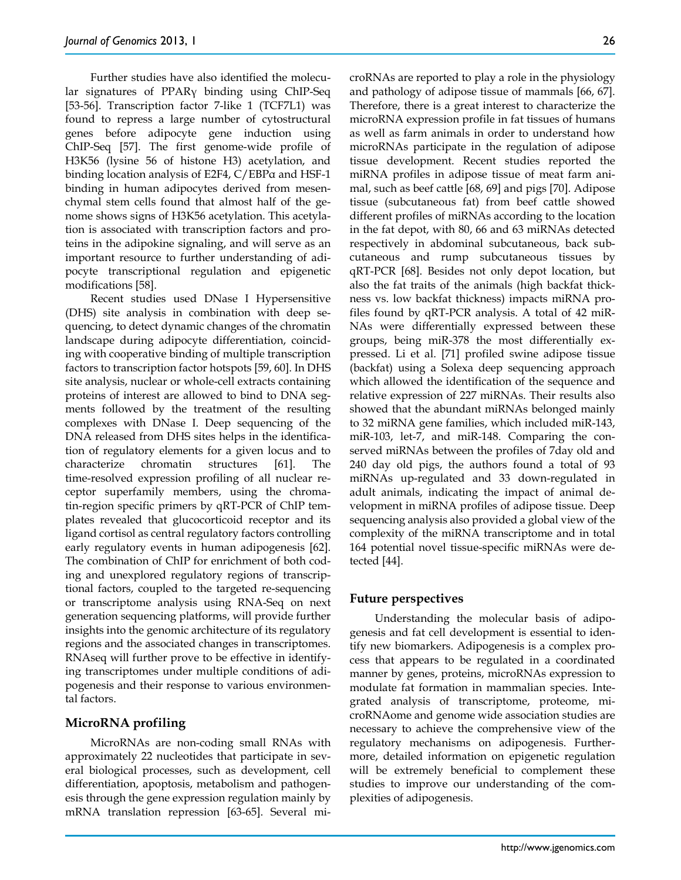Further studies have also identified the molecular signatures of PPARγ binding using ChIP-Seq [53-56]. Transcription factor 7-like 1 (TCF7L1) was found to repress a large number of cytostructural genes before adipocyte gene induction using ChIP-Seq [57]. The first genome-wide profile of H3K56 (lysine 56 of histone H3) acetylation, and binding location analysis of E2F4, C/EBPα and HSF-1 binding in human adipocytes derived from mesenchymal stem cells found that almost half of the genome shows signs of H3K56 acetylation. This acetylation is associated with transcription factors and proteins in the adipokine signaling, and will serve as an important resource to further understanding of adipocyte transcriptional regulation and epigenetic modifications [58].

Recent studies used DNase I Hypersensitive (DHS) site analysis in combination with deep sequencing, to detect dynamic changes of the chromatin landscape during adipocyte differentiation, coinciding with cooperative binding of multiple transcription factors to transcription factor hotspots [59, 60]. In DHS site analysis, nuclear or whole-cell extracts containing proteins of interest are allowed to bind to DNA segments followed by the treatment of the resulting complexes with DNase I. Deep sequencing of the DNA released from DHS sites helps in the identification of regulatory elements for a given locus and to characterize chromatin structures [61]. The time-resolved expression profiling of all nuclear receptor superfamily members, using the chromatin-region specific primers by qRT-PCR of ChIP templates revealed that glucocorticoid receptor and its ligand cortisol as central regulatory factors controlling early regulatory events in human adipogenesis [62]. The combination of ChIP for enrichment of both coding and unexplored regulatory regions of transcriptional factors, coupled to the targeted re-sequencing or transcriptome analysis using RNA-Seq on next generation sequencing platforms, will provide further insights into the genomic architecture of its regulatory regions and the associated changes in transcriptomes. RNAseq will further prove to be effective in identifying transcriptomes under multiple conditions of adipogenesis and their response to various environmental factors.

## MicroRNA profiling

MicroRNAs are non-coding small RNAs with approximately 22 nucleotides that participate in several biological processes, such as development, cell differentiation, apoptosis, metabolism and pathogenesis through the gene expression regulation mainly by mRNA translation repression [63-65]. Several microRNAs are reported to play a role in the physiology and pathology of adipose tissue of mammals [66, 67]. Therefore, there is a great interest to characterize the microRNA expression profile in fat tissues of humans as well as farm animals in order to understand how microRNAs participate in the regulation of adipose tissue development. Recent studies reported the miRNA profiles in adipose tissue of meat farm animal, such as beef cattle [68, 69] and pigs [70]. Adipose tissue (subcutaneous fat) from beef cattle showed different profiles of miRNAs according to the location in the fat depot, with 80, 66 and 63 miRNAs detected respectively in abdominal subcutaneous, back subcutaneous and rump subcutaneous tissues by qRT-PCR [68]. Besides not only depot location, but also the fat traits of the animals (high backfat thickness vs. low backfat thickness) impacts miRNA profiles found by qRT-PCR analysis. A total of 42 miRNAs were differentially expressed between these groups, being miR-378 the most differentially expressed. Li et al. [71] profiled swine adipose tissue (backfat) using a Solexa deep sequencing approach which allowed the identification of the sequence and relative expression of 227 miRNAs. Their results also showed that the abundant miRNAs belonged mainly to 32 miRNA gene families, which included miR-143, miR-103, let-7, and miR-148. Comparing the conserved miRNAs between the profiles of 7day old and 240 day old pigs, the authors found a total of 93 miRNAs up-regulated and 33 down-regulated in adult animals, indicating the impact of animal development in miRNA profiles of adipose tissue. Deep sequencing analysis also provided a global view of the complexity of the miRNA transcriptome and in total 164 potential novel tissue-specific miRNAs were detected [44].

## Future perspectives

Understanding the molecular basis of adipogenesis and fat cell development is essential to identify new biomarkers. Adipogenesis is a complex process that appears to be regulated in a coordinated manner by genes, proteins, microRNAs expression to modulate fat formation in mammalian species. Integrated analysis of transcriptome, proteome, microRNAome and genome wide association studies are necessary to achieve the comprehensive view of the regulatory mechanisms on adipogenesis. Furthermore, detailed information on epigenetic regulation will be extremely beneficial to complement these studies to improve our understanding of the complexities of adipogenesis.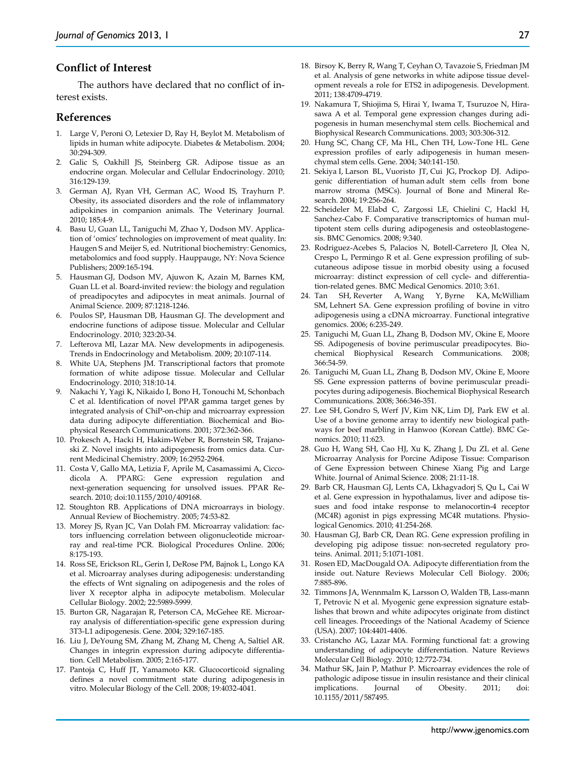## Conflict of Interest

The authors have declared that no conflict of interest exists.

## References

1. Large V, Peroni O, Letexier D, Ray H, Beylot M. Metabolism of lipids in human white adipocyte. Diabetes & Metabolism. 2004; 30:294-309.
2. Galic S, Oakhill JS, Steinberg GR. Adipose tissue as an endocrine organ. Molecular and Cellular Endocrinology. 2010; 316:129-139.
3. German AJ, Ryan VH, German AC, Wood IS, Trayhurn P. Obesity, its associated disorders and the role of inflammatory adipokines in companion animals. The Veterinary Journal. 2010; 185:4-9.
4. Basu U, Guan LL, Taniguchi M, Zhao Y, Dodson MV. Application of 'omics' technologies on improvement of meat quality. In: Haugen S and Meijer S, ed. Nutritional biochemistry: Genomics, metabolomics and food supply. Hauppauge, NY: Nova Science Publishers; 2009:165-194.
5. Hausman GJ, Dodson MV, Ajuwon K, Azain M, Barnes KM, Guan LL et al. Board-invited review: the biology and regulation of preadipocytes and adipocytes in meat animals. Journal of Animal Science. 2009; 87:1218-1246.
6. Poulos SP, Hausman DB, Hausman GJ. The development and endocrine functions of adipose tissue. Molecular and Cellular Endocrinology. 2010; 323:20-34.
7. Lefterova MI, Lazar MA. New developments in adipogenesis. Trends in Endocrinology and Metabolism. 2009; 20:107-114.
8. White UA, Stephens JM. Transcriptional factors that promote formation of white adipose tissue. Molecular and Cellular Endocrinology. 2010; 318:10-14.
9. Nakachi Y, Yagi K, Nikaido I, Bono H, Tonouchi M, Schonbach C et al. Identification of novel PPAR gamma target genes by integrated analysis of ChiP-on-chip and microarray expression data during adipocyte differentiation. Biochemical and Biophysical Research Communications. 2001; 372:362-366.
10. Prokesch A, Hacki H, Hakim-Weber R, Bornstein SR, Trajanoski Z. Novel insights into adipogenesis from omics data. Current Medicinal Chemistry. 2009; 16:2952-2964.
11. Costa V, Gallo MA, Letizia F, Aprile M, Casamassimi A, Ciccodicola A. PPARG: Gene expression regulation and next-generation sequencing for unsolved issues. PPAR Research. 2010; doi:10.1155/2010/409168.
12. Stoughton RB. Applications of DNA microarrays in biology. Annual Review of Biochemistry. 2005; 74:53-82.
13. Morey JS, Ryan JC, Van Dolah FM. Microarray validation: factors influencing correlation between oligonucleotide microarray and real-time PCR. Biological Procedures Online. 2006; 8:175-193.
14. Ross SE, Erickson RL, Gerin I, DeRose PM, Bajnok L, Longo KA et al. Microarray analyses during adipogenesis: understanding the effects of Wnt signaling on adipogenesis and the roles of liver X receptor alpha in adipocyte metabolism. Molecular Cellular Biology. 2002; 22:5989-5999.
15. Burton GR, Nagarajan R, Peterson CA, McGehee RE. Microarray analysis of differentiation-specific gene expression during 3T3-L1 adipogenesis. Gene. 2004; 329:167-185.
16. Liu J, DeYoung SM, Zhang M, Zhang M, Cheng A, Saltiel AR. Changes in integrin expression during adipocyte differentiation. Cell Metabolism. 2005; 2:165-177.
17. Pantoja C, Huff JT, Yamamoto KR. Glucocorticoid signaling defines a novel commitment state during adipogenesis in vitro. Molecular Biology of the Cell. 2008; 19:4032-4041.
18. Birsoy K, Berry R, Wang T, Ceyhan O, Tavazoie S, Friedman JM et al. Analysis of gene networks in white adipose tissue development reveals a role for ETS2 in adipogenesis. Development. 2011; 138:4709-4719.
19. Nakamura T, Shiojima S, Hirai Y, Iwama T, Tsuruzoe N, Hirasawa A et al. Temporal gene expression changes during adipogenesis in human mesenchymal stem cells. Biochemical and Biophysical Research Communications. 2003; 303:306-312.
20. Hung SC, Chang CF, Ma HL, Chen TH, Low-Tone HL. Gene expression profiles of early adipogenesis in human mesenchymal stem cells. Gene. 2004; 340:141-150.
21. Sekiya I, Larson BL, Vuoristo JT, Cui JG, Prockop DJ. Adipogenic differentiation of human adult stem cells from bone marrow stroma (MSCs). Journal of Bone and Mineral Research. 2004; 19:256-264.
22. Scheideler M, Elabd C, Zargossi LE, Chielini C, Hackl H, Sanchez-Cabo F. Comparative transcriptomics of human multipotent stem cells during adipogenesis and osteoblastogenesis. BMC Genomics. 2008; 9:340.
23. Rodriguez-Acebes S, Palacios N, Botell-Carretero JI, Olea N, Crespo L, Permingo R et al. Gene expression profiling of subcutaneous adipose tissue in morbid obesity using a focused microarray: distinct expression of cell cycle- and differentiation-related genes. BMC Medical Genomics. 2010; 3:61.
24. Tan SH, Reverter A, Wang Y, Byrne KA, McWilliam SM, Lehnert SA. Gene expression profiling of bovine in vitro adipogenesis using a cDNA microarray. Functional integrative genomics. 2006; 6:235-249.
25. Taniguchi M, Guan LL, Zhang B, Dodson MV, Okine E, Moore SS. Adipogenesis of bovine perimuscular preadipocytes. Biochemical Biophysical Research Communications. 2008; 366:54-59.
26. Taniguchi M, Guan LL, Zhang B, Dodson MV, Okine E, Moore SS. Gene expression patterns of bovine perimuscular preadipocytes during adipogenesis. Biochemical Biophysical Research Communications. 2008; 366:346-351.
27. Lee SH, Gondro S, Werf JV, Kim NK, Lim DJ, Park EW et al. Use of a bovine genome array to identify new biological pathways for beef marbling in Hanwoo (Korean Cattle). BMC Genomics. 2010; 11:623.
28. Guo H, Wang SH, Cao HJ, Xu K, Zhang J, Du ZL et al. Gene Microarray Analysis for Porcine Adipose Tissue: Comparison of Gene Expression between Chinese Xiang Pig and Large White. Journal of Animal Science. 2008; 21:11-18.
29. Barb CR, Hausman GJ, Lents CA, Lkhagvadorj S, Qu L, Cai W et al. Gene expression in hypothalamus, liver and adipose tissues and food intake response to melanocortin-4 receptor (MC4R) agonist in pigs expressing MC4R mutations. Physiological Genomics. 2010; 41:254-268.
30. Hausman GJ, Barb CR, Dean RG. Gene expression profiling in developing pig adipose tissue: non-secreted regulatory proteins. Animal. 2011; 5:1071-1081.
31. Rosen ED, MacDougald OA. Adipocyte differentiation from the inside out. Nature Reviews Molecular Cell Biology. 2006; 7:885-896.
32. Timmons JA, Wennmalm K, Larsson O, Walden TB, Lass-mann T, Petrovic N et al. Myogenic gene expression signature establishes that brown and white adipocytes originate from distinct cell lineages. Proceedings of the National Academy of Science (USA). 2007; 104:4401-4406.
33. Cristancho AG, Lazar MA. Forming functional fat: a growing understanding of adipocyte differentiation. Nature Reviews Molecular Cell Biology. 2010; 12:772-734.
34. Mathur SK, Jain P, Mathur P. Microarray evidences the role of pathologic adipose tissue in insulin resistance and their clinical implications. Journal of Obesity. 2011; doi: 10.1155/2011/587495.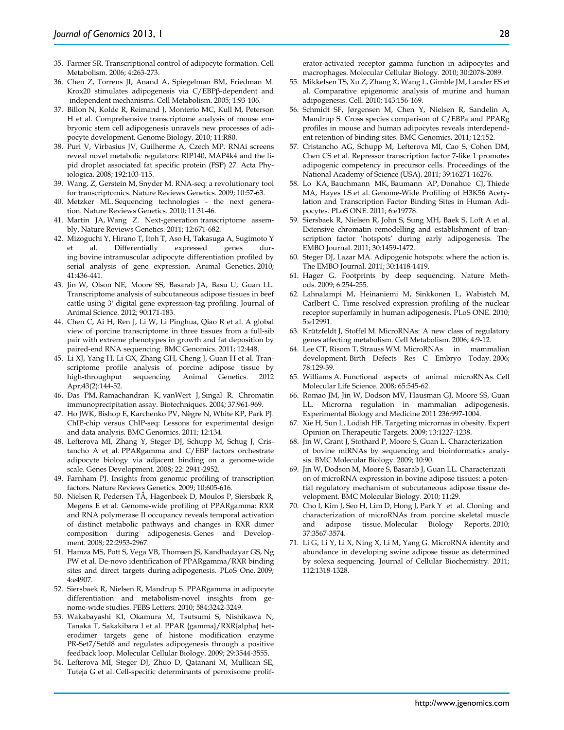35. Farmer SR. Transcriptional control of adipocyte formation. Cell Metabolism. 2006; 4:263-273.
36. Chen Z, Torrens JI, Anand A, Spiegelman BM, Friedman M. Krox20 stimulates adipogenesis via C/EBPβ-dependent and -independent mechanisms. Cell Metabolism. 2005; 1:93-106.
37. Billon N, Kolde R, Reimand J, Monterio MC, Kull M, Peterson H et al. Comprehensive transcriptome analysis of mouse embryonic stem cell adipogenesis unravels new processes of adipocyte development. Genome Biology. 2010; 11:R80.
38. Puri V, Virbasius JV, Guilherme A, Czech MP. RNAi screens reveal novel metabolic regulators: RIP140, MAP4k4 and the lipid droplet associated fat specific protein (FSP) 27. Acta Phyiologica. 2008; 192:103-115.
39. Wang, Z, Gerstein M, Snyder M. RNA-seq: a revolutionary tool for transcriptomics. Nature Reviews Genetics. 2009; 10:57-63.
40. Metzker ML. Sequencing technologies - the next generation. Nature Reviews Genetics. 2010; 11:31-46.
41. Martin JA, Wang Z. Next-generation transcriptome assembly. Nature Reviews Genetics. 2011; 12:671-682.
42. Mizoguchi Y, Hirano T, Itoh T, Aso H, Takasuga A, Sugimoto Y et al. Differentially expressed genes during bovine intramuscular adipocyte differentiation profiled by serial analysis of gene expression. Animal Genetics. 2010; 41:436-441.
43. Jin W, Olson NE, Moore SS, Basarab JA, Basu U, Guan LL. Transcriptome analysis of subcutaneous adipose tissues in beef cattle using 3' digital gene expression-tag profiling. Journal of Animal Science. 2012; 90:171-183.
44. Chen C, Ai H, Ren J, Li W, Li Pinghua, Qiao R et al. A global view of porcine transcriptome in three tissues from a full-sib pair with extreme phenotypes in growth and fat deposition by paired-end RNA sequencing. BMC Genomics. 2011; 12:448.
45. Li XJ, Yang H, Li GX, Zhang GH, Cheng J, Guan H et al. Transcriptome profile analysis of porcine adipose tissue by high-throughput sequencing. Animal Genetics. 2012 Apr;43(2):144-52.
46. Das PM, Ramachandran K, vanWert J, Singal R. Chromatin immunoprecipitation assay. Biotechniques. 2004; 37:961-969.
47. Ho JWK, Bishop E, Karchenko PV, Nègre N, White KP, Park PJ. ChIP-chip versus ChIP-seq: Lessons for experimental design and data analysis. BMC Genomics. 2011; 12:134.
48. Lefterova MI, Zhang Y, Steger DJ, Schupp M, Schug J, Cristancho A et al. PPARgamma and C/EBP factors orchestrate adipocyte biology via adjacent binding on a genome-wide scale. Genes Development. 2008; 22: 2941-2952.
49. Farnham PJ. Insights from genomic profiling of transcription factors. Nature Reviews Genetics. 2009; 10:605-616.
50. Nielsen R, Pedersen TÅ, Hagenbeek D, Moulos P, Siersbæk R, Megens E et al. Genome-wide profiling of PPARgamma: RXR and RNA polymerase II occupancy reveals temporal activation of distinct metabolic pathways and changes in RXR dimer composition during adipogenesis. Genes and Development. 2008; 22:2953-2967.
51. Hamza MS, Pott S, Vega VB, Thomsen JS, Kandhadayar GS, Ng PW et al. De-novo identification of PPARgamma/RXR binding sites and direct targets during adipogenesis. PLoS One. 2009; 4:e4907.
52. Siersbaek R, Nielsen R, Mandrup S. PPARgamma in adipocyte differentiation and metabolism-novel insights from genome-wide studies. FEBS Letters. 2010; 584:3242-3249.
53. Wakabayashi KI, Okamura M, Tsutsumi S, Nishikawa N, Tanaka T, Sakakibara I et al. PPAR {gamma}/RXR{alpha} heterodimer targets gene of histone modification enzyme PR-Set7/Setd8 and regulates adipogenesis through a positive feedback loop. Molecular Cellular Biology. 2009; 29:3544-3555.
54. Lefterova MI, Steger DJ, Zhuo D, Qatanani M, Mullican SE, Tuteja G et al. Cell-specific determinants of peroxisome proliferator-activated receptor gamma function in adipocytes and macrophages. Molecular Cellular Biology. 2010; 30:2078-2089.
55. Mikkelsen TS, Xu Z, Zhang X, Wang L, Gimble JM, Lander ES et al. Comparative epigenomic analysis of murine and human adipogenesis. Cell. 2010; 143:156-169.
56. Schmidt SF, Jørgensen M, Chen Y, Nielsen R, Sandelin A, Mandrup S. Cross species comparison of C/EBPa and PPARg profiles in mouse and human adipocytes reveals interdependent retention of binding sites. BMC Genomics. 2011; 12:152.
57. Cristancho AG, Schupp M, Lefterova MI, Cao S, Cohen DM, Chen CS et al. Repressor transcription factor 7-like 1 promotes adipogenic competency in precursor cells. Proceedings of the National Academy of Science (USA). 2011; 39:16271-16276.
58. Lo KA, Bauchmann MK, Baumann AP, Donahue CJ, Thiede MA, Hayes LS et al. Genome-Wide Profiling of H3K56 Acetylation and Transcription Factor Binding Sites in Human Adipocytes. PLoS ONE. 2011; 6:e19778.
59. Siersbaek R, Nielsen R, John S, Sung MH, Baek S, Loft A et al. Extensive chromatin remodelling and establishment of transcription factor 'hotspots' during early adipogenesis. The EMBO Journal. 2011; 30:1459-1472.
60. Steger DJ, Lazar MA. Adipogenic hotspots: where the action is. The EMBO Journal. 2011; 30:1418-1419.
61. Hager G. Footprints by deep sequencing. Nature Methods. 2009; 6:254-255.
62. Lahnalampi M, Heinaniemi M, Sinkkonen L, Wabistch M, Carlbert C. Time resolved expression profiling of the nuclear receptor superfamily in human adipogenesis. PLoS ONE. 2010; 5:e12991.
63. Krützfeldt J, Stoffel M. MicroRNAs: A new class of regulatory genes affecting metabolism. Cell Metabolism. 2006; 4:9-12.
64. Lee CT, Risom T, Strauss WM. MicroRNAs in mammalian development. Birth Defects Res C Embryo Today. 2006; 78:129-39.
65. Williams A. Functional aspects of animal microRNAs. Cell Molecular Life Science. 2008; 65:545-62.
66. Romao JM, Jin W, Dodson MV, Hausman GJ, Moore SS, Guan LL. Microrna regulation in mammalian adipogenesis. Experimental Biology and Medicine 2011 236:997-1004.
67. Xie H, Sun L, Lodish HF. Targeting micrornas in obesity. Expert Opinion on Therapeutic Targets. 2009; 13:1227-1238.
68. Jin W, Grant J, Stothard P, Moore S, Guan L. Characterization of bovine miRNAs by sequencing and bioinformatics analysis. BMC Molecular Biology. 2009; 10:90.
69. Jin W, Dodson M, Moore S, Basarab J, Guan LL. Characterizati on of microRNA expression in bovine adipose tissues: a potential regulatory mechanism of subcutaneous adipose tissue development. BMC Molecular Biology. 2010; 11:29.
70. Cho I, Kim J, Seo H, Lim D, Hong J, Park Y et al. Cloning and characterization of microRNAs from porcine skeletal muscle and adipose tissue. Molecular Biology Reports. 2010; 37:3567-3574.
71. Li G, Li Y, Li X, Ning X, Li M, Yang G. MicroRNA identity and abundance in developing swine adipose tissue as determined by solexa sequencing. Journal of Cellular Biochemistry. 2011; 112:1318-1328.